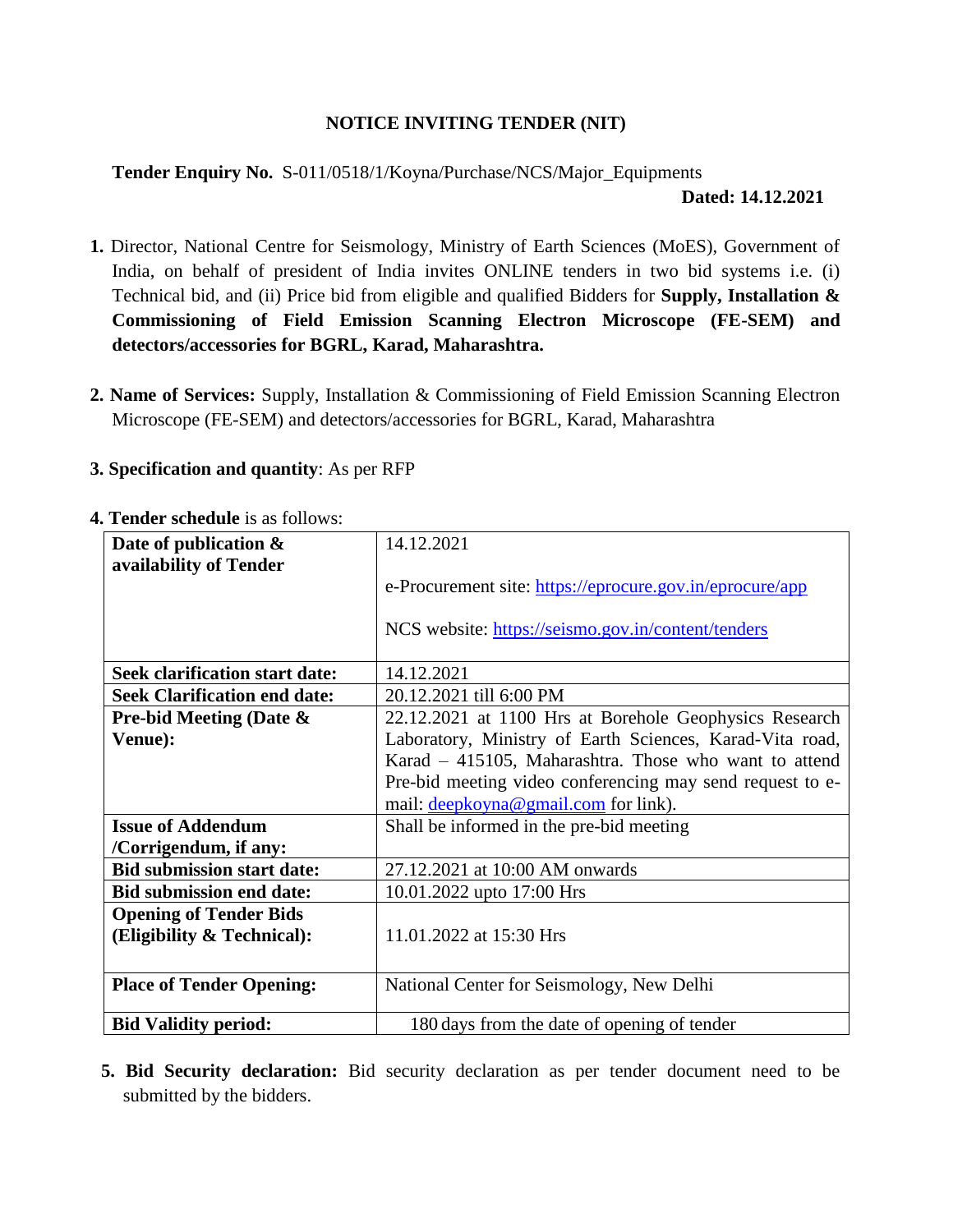# NOTICE INVITING TENDER (NIT)

**Tender Enquiry No.** S-011/0518/1/Koyna/Purchase/NCS/Major_Equipments

**Dated: 14.12.2021**

1. Director, National Centre for Seismology, Ministry of Earth Sciences (MoES), Government of India, on behalf of president of India invites ONLINE tenders in two bid systems i.e. (i) Technical bid, and (ii) Price bid from eligible and qualified Bidders for **Supply, Installation & Commissioning of Field Emission Scanning Electron Microscope (FE-SEM) and detectors/accessories for BGRL, Karad, Maharashtra.**

2. **Name of Services:** Supply, Installation & Commissioning of Field Emission Scanning Electron Microscope (FE-SEM) and detectors/accessories for BGRL, Karad, Maharashtra

3. **Specification and quantity**: As per RFP

4. **Tender schedule** is as follows:

| | |
|---|---|
| **Date of publication & availability of Tender** | 14.12.2021<br><br>e-Procurement site: https://eprocure.gov.in/eprocure/app<br><br>NCS website: https://seismo.gov.in/content/tenders |
| **Seek clarification start date:** | 14.12.2021 |
| **Seek Clarification end date:** | 20.12.2021 till 6:00 PM |
| **Pre-bid Meeting (Date & Venue):** | 22.12.2021 at 1100 Hrs at Borehole Geophysics Research Laboratory, Ministry of Earth Sciences, Karad-Vita road, Karad – 415105, Maharashtra. Those who want to attend Pre-bid meeting video conferencing may send request to e-mail: deepkoyna@gmail.com for link). |
| **Issue of Addendum /Corrigendum, if any:** | Shall be informed in the pre-bid meeting |
| **Bid submission start date:** | 27.12.2021 at 10:00 AM onwards |
| **Bid submission end date:** | 10.01.2022 upto 17:00 Hrs |
| **Opening of Tender Bids (Eligibility & Technical):** | 11.01.2022 at 15:30 Hrs |
| **Place of Tender Opening:** | National Center for Seismology, New Delhi |
| **Bid Validity period:** | 180 days from the date of opening of tender |

5. **Bid Security declaration:** Bid security declaration as per tender document need to be submitted by the bidders.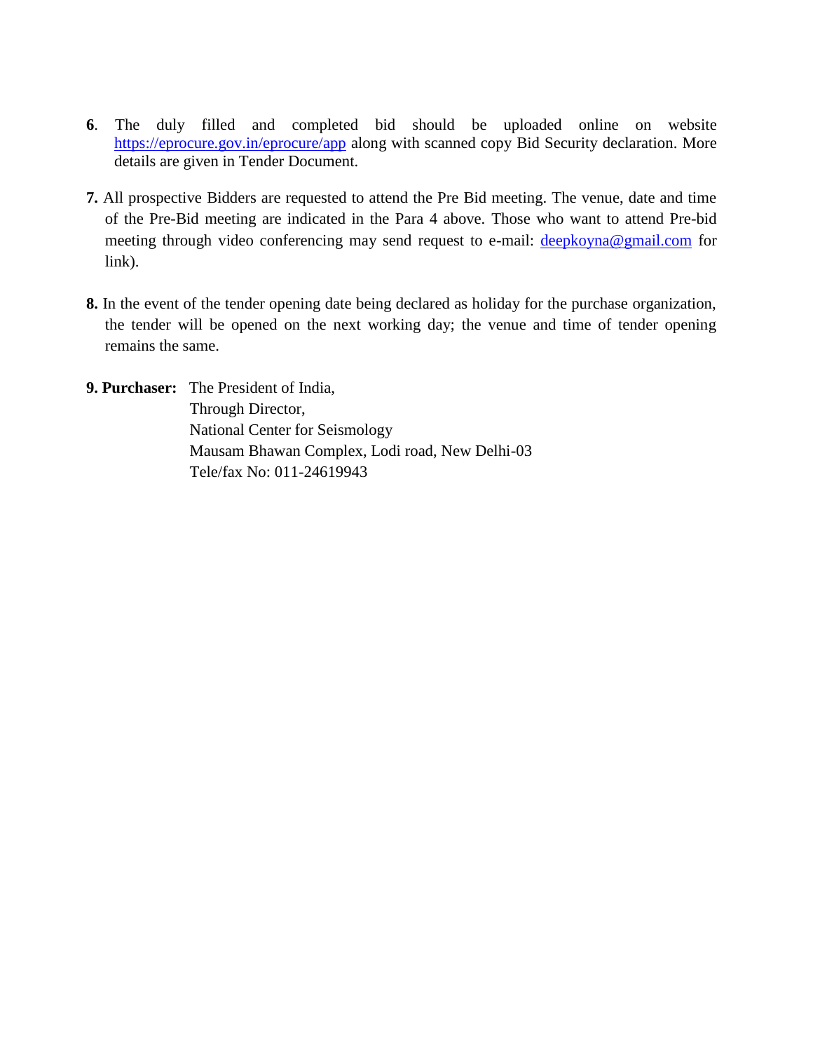**6**. The duly filled and completed bid should be uploaded online on website https://eprocure.gov.in/eprocure/app along with scanned copy Bid Security declaration. More details are given in Tender Document.

**7.** All prospective Bidders are requested to attend the Pre Bid meeting. The venue, date and time of the Pre-Bid meeting are indicated in the Para 4 above. Those who want to attend Pre-bid meeting through video conferencing may send request to e-mail: deepkoyna@gmail.com for link).

**8.** In the event of the tender opening date being declared as holiday for the purchase organization, the tender will be opened on the next working day; the venue and time of tender opening remains the same.

**9. Purchaser:** The President of India,
Through Director,
National Center for Seismology
Mausam Bhawan Complex, Lodi road, New Delhi-03
Tele/fax No: 011-24619943